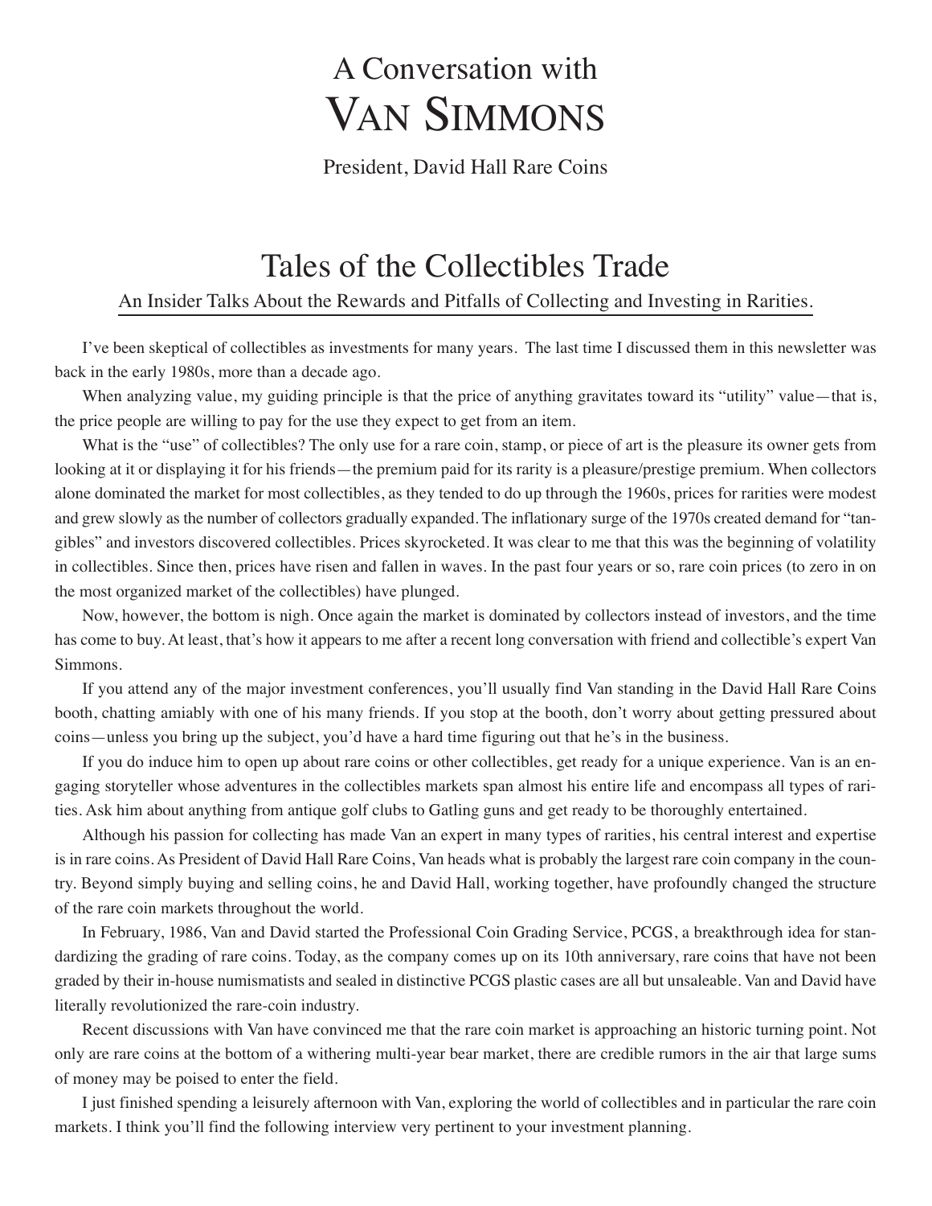# A Conversation with VAN SIMMONS

President, David Hall Rare Coins

## Tales of the Collectibles Trade

An Insider Talks About the Rewards and Pitfalls of Collecting and Investing in Rarities.

I've been skeptical of collectibles as investments for many years. The last time I discussed them in this newsletter was back in the early 1980s, more than a decade ago.

When analyzing value, my guiding principle is that the price of anything gravitates toward its "utility" value—that is, the price people are willing to pay for the use they expect to get from an item.

What is the "use" of collectibles? The only use for a rare coin, stamp, or piece of art is the pleasure its owner gets from looking at it or displaying it for his friends—the premium paid for its rarity is a pleasure/prestige premium. When collectors alone dominated the market for most collectibles, as they tended to do up through the 1960s, prices for rarities were modest and grew slowly as the number of collectors gradually expanded. The inflationary surge of the 1970s created demand for "tangibles" and investors discovered collectibles. Prices skyrocketed. It was clear to me that this was the beginning of volatility in collectibles. Since then, prices have risen and fallen in waves. In the past four years or so, rare coin prices (to zero in on the most organized market of the collectibles) have plunged.

Now, however, the bottom is nigh. Once again the market is dominated by collectors instead of investors, and the time has come to buy. At least, that's how it appears to me after a recent long conversation with friend and collectible's expert Van Simmons.

If you attend any of the major investment conferences, you'll usually find Van standing in the David Hall Rare Coins booth, chatting amiably with one of his many friends. If you stop at the booth, don't worry about getting pressured about coins—unless you bring up the subject, you'd have a hard time figuring out that he's in the business.

If you do induce him to open up about rare coins or other collectibles, get ready for a unique experience. Van is an engaging storyteller whose adventures in the collectibles markets span almost his entire life and encompass all types of rarities. Ask him about anything from antique golf clubs to Gatling guns and get ready to be thoroughly entertained.

Although his passion for collecting has made Van an expert in many types of rarities, his central interest and expertise is in rare coins. As President of David Hall Rare Coins, Van heads what is probably the largest rare coin company in the country. Beyond simply buying and selling coins, he and David Hall, working together, have profoundly changed the structure of the rare coin markets throughout the world.

In February, 1986, Van and David started the Professional Coin Grading Service, PCGS, a breakthrough idea for standardizing the grading of rare coins. Today, as the company comes up on its 10th anniversary, rare coins that have not been graded by their in-house numismatists and sealed in distinctive PCGS plastic cases are all but unsaleable. Van and David have literally revolutionized the rare-coin industry.

Recent discussions with Van have convinced me that the rare coin market is approaching an historic turning point. Not only are rare coins at the bottom of a withering multi-year bear market, there are credible rumors in the air that large sums of money may be poised to enter the field.

I just finished spending a leisurely afternoon with Van, exploring the world of collectibles and in particular the rare coin markets. I think you'll find the following interview very pertinent to your investment planning.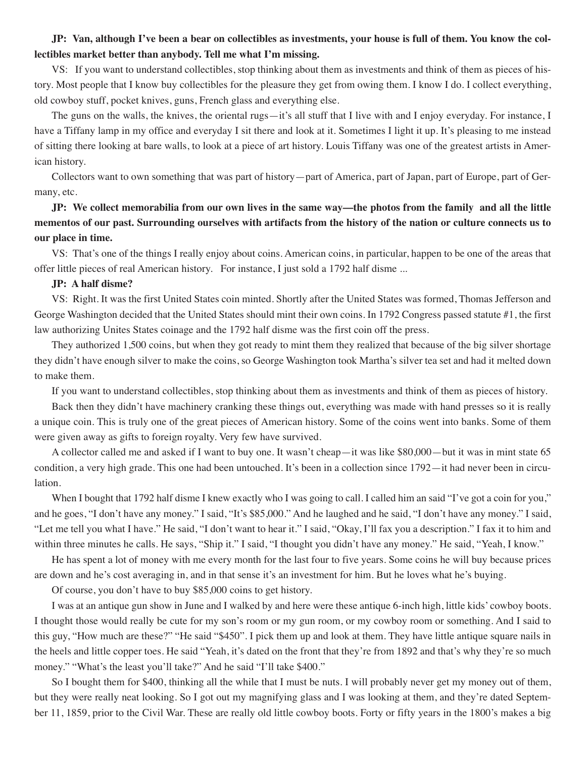**JP: Van, although I've been a bear on collectibles as investments, your house is full of them. You know the collectibles market better than anybody. Tell me what I'm missing.**

VS: If you want to understand collectibles, stop thinking about them as investments and think of them as pieces of history. Most people that I know buy collectibles for the pleasure they get from owing them. I know I do. I collect everything, old cowboy stuff, pocket knives, guns, French glass and everything else.

The guns on the walls, the knives, the oriental rugs—it's all stuff that I live with and I enjoy everyday. For instance, I have a Tiffany lamp in my office and everyday I sit there and look at it. Sometimes I light it up. It's pleasing to me instead of sitting there looking at bare walls, to look at a piece of art history. Louis Tiffany was one of the greatest artists in American history.

Collectors want to own something that was part of history—part of America, part of Japan, part of Europe, part of Germany, etc.

**JP: We collect memorabilia from our own lives in the same way—the photos from the family and all the little mementos of our past. Surrounding ourselves with artifacts from the history of the nation or culture connects us to our place in time.**

VS: That's one of the things I really enjoy about coins. American coins, in particular, happen to be one of the areas that offer little pieces of real American history. For instance, I just sold a 1792 half disme ...

**JP: A half disme?**

VS: Right. It was the first United States coin minted. Shortly after the United States was formed, Thomas Jefferson and George Washington decided that the United States should mint their own coins. In 1792 Congress passed statute #1, the first law authorizing Unites States coinage and the 1792 half disme was the first coin off the press.

They authorized 1,500 coins, but when they got ready to mint them they realized that because of the big silver shortage they didn't have enough silver to make the coins, so George Washington took Martha's silver tea set and had it melted down to make them.

If you want to understand collectibles, stop thinking about them as investments and think of them as pieces of history.

Back then they didn't have machinery cranking these things out, everything was made with hand presses so it is really a unique coin. This is truly one of the great pieces of American history. Some of the coins went into banks. Some of them were given away as gifts to foreign royalty. Very few have survived.

A collector called me and asked if I want to buy one. It wasn't cheap—it was like $80,000—but it was in mint state 65 condition, a very high grade. This one had been untouched. It's been in a collection since 1792—it had never been in circulation.

When I bought that 1792 half disme I knew exactly who I was going to call. I called him an said "I've got a coin for you," and he goes, "I don't have any money." I said, "It's $85,000." And he laughed and he said, "I don't have any money." I said, "Let me tell you what I have." He said, "I don't want to hear it." I said, "Okay, I'll fax you a description." I fax it to him and within three minutes he calls. He says, "Ship it." I said, "I thought you didn't have any money." He said, "Yeah, I know."

He has spent a lot of money with me every month for the last four to five years. Some coins he will buy because prices are down and he's cost averaging in, and in that sense it's an investment for him. But he loves what he's buying.

Of course, you don't have to buy $85,000 coins to get history.

I was at an antique gun show in June and I walked by and here were these antique 6-inch high, little kids' cowboy boots. I thought those would really be cute for my son's room or my gun room, or my cowboy room or something. And I said to this guy, "How much are these?" "He said "$450". I pick them up and look at them. They have little antique square nails in the heels and little copper toes. He said "Yeah, it's dated on the front that they're from 1892 and that's why they're so much money." "What's the least you'll take?" And he said "I'll take $400."

So I bought them for $400, thinking all the while that I must be nuts. I will probably never get my money out of them, but they were really neat looking. So I got out my magnifying glass and I was looking at them, and they're dated September 11, 1859, prior to the Civil War. These are really old little cowboy boots. Forty or fifty years in the 1800's makes a big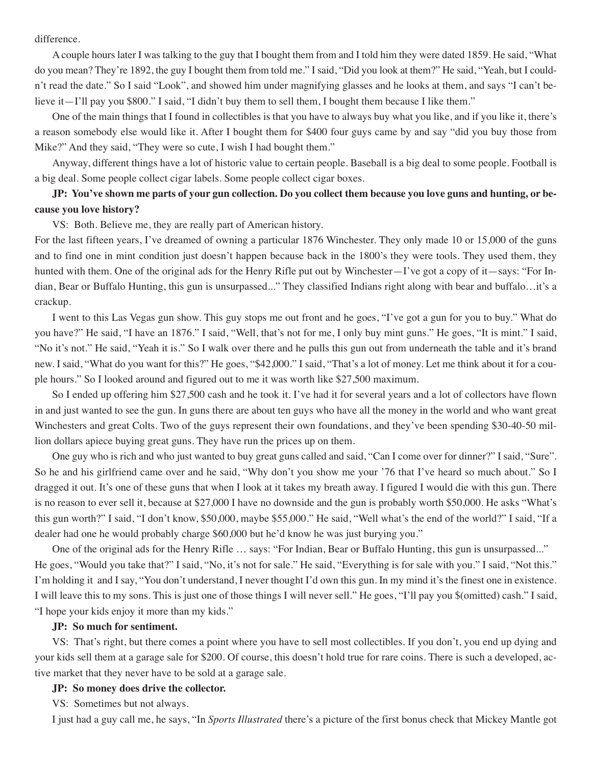difference.

A couple hours later I was talking to the guy that I bought them from and I told him they were dated 1859. He said, "What do you mean? They're 1892, the guy I bought them from told me." I said, "Did you look at them?" He said, "Yeah, but I couldn't read the date." So I said "Look", and showed him under magnifying glasses and he looks at them, and says "I can't believe it—I'll pay you $800." I said, "I didn't buy them to sell them, I bought them because I like them."

One of the main things that I found in collectibles is that you have to always buy what you like, and if you like it, there's a reason somebody else would like it. After I bought them for $400 four guys came by and say "did you buy those from Mike?" And they said, "They were so cute, I wish I had bought them."

Anyway, different things have a lot of historic value to certain people. Baseball is a big deal to some people. Football is a big deal. Some people collect cigar labels. Some people collect cigar boxes.

**JP: You've shown me parts of your gun collection. Do you collect them because you love guns and hunting, or because you love history?**

VS: Both. Believe me, they are really part of American history.

For the last fifteen years, I've dreamed of owning a particular 1876 Winchester. They only made 10 or 15,000 of the guns and to find one in mint condition just doesn't happen because back in the 1800's they were tools. They used them, they hunted with them. One of the original ads for the Henry Rifle put out by Winchester—I've got a copy of it—says: "For Indian, Bear or Buffalo Hunting, this gun is unsurpassed..." They classified Indians right along with bear and buffalo…it's a crackup.

I went to this Las Vegas gun show. This guy stops me out front and he goes, "I've got a gun for you to buy." What do you have?" He said, "I have an 1876." I said, "Well, that's not for me, I only buy mint guns." He goes, "It is mint." I said, "No it's not." He said, "Yeah it is." So I walk over there and he pulls this gun out from underneath the table and it's brand new. I said, "What do you want for this?" He goes, "$42,000." I said, "That's a lot of money. Let me think about it for a couple hours." So I looked around and figured out to me it was worth like $27,500 maximum.

So I ended up offering him $27,500 cash and he took it. I've had it for several years and a lot of collectors have flown in and just wanted to see the gun. In guns there are about ten guys who have all the money in the world and who want great Winchesters and great Colts. Two of the guys represent their own foundations, and they've been spending $30-40-50 million dollars apiece buying great guns. They have run the prices up on them.

One guy who is rich and who just wanted to buy great guns called and said, "Can I come over for dinner?" I said, "Sure". So he and his girlfriend came over and he said, "Why don't you show me your '76 that I've heard so much about." So I dragged it out. It's one of these guns that when I look at it takes my breath away. I figured I would die with this gun. There is no reason to ever sell it, because at $27,000 I have no downside and the gun is probably worth $50,000. He asks "What's this gun worth?" I said, "I don't know, $50,000, maybe $55,000." He said, "Well what's the end of the world?" I said, "If a dealer had one he would probably charge $60,000 but he'd know he was just burying you."

One of the original ads for the Henry Rifle … says: "For Indian, Bear or Buffalo Hunting, this gun is unsurpassed..."

He goes, "Would you take that?" I said, "No, it's not for sale." He said, "Everything is for sale with you." I said, "Not this." I'm holding it and I say, "You don't understand, I never thought I'd own this gun. In my mind it's the finest one in existence. I will leave this to my sons. This is just one of those things I will never sell." He goes, "I'll pay you $(omitted) cash." I said, "I hope your kids enjoy it more than my kids."

**JP: So much for sentiment.**

VS: That's right, but there comes a point where you have to sell most collectibles. If you don't, you end up dying and your kids sell them at a garage sale for $200. Of course, this doesn't hold true for rare coins. There is such a developed, active market that they never have to be sold at a garage sale.

**JP: So money does drive the collector.**

VS: Sometimes but not always.

I just had a guy call me, he says, "In *Sports Illustrated* there's a picture of the first bonus check that Mickey Mantle got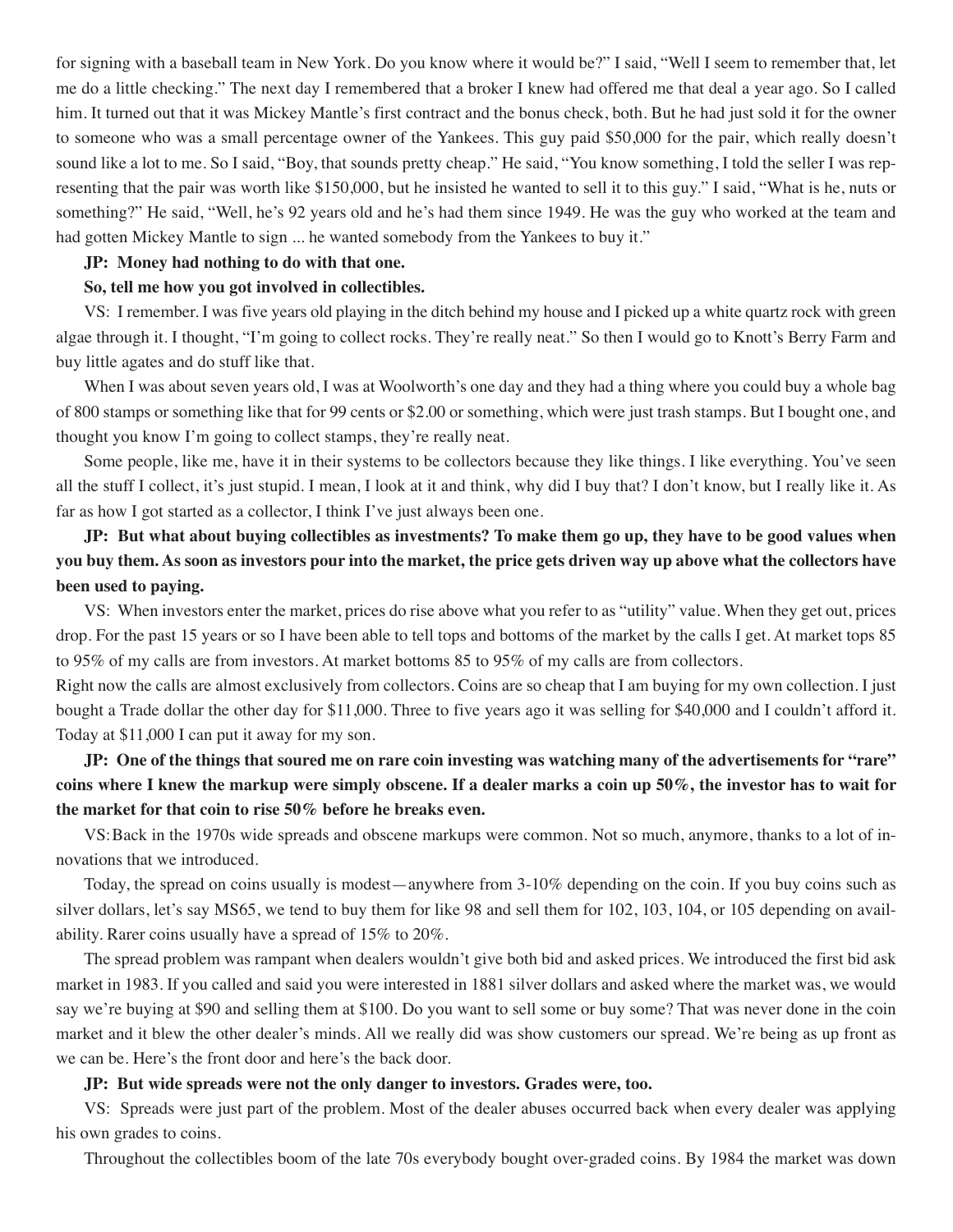for signing with a baseball team in New York. Do you know where it would be?" I said, "Well I seem to remember that, let me do a little checking." The next day I remembered that a broker I knew had offered me that deal a year ago. So I called him. It turned out that it was Mickey Mantle's first contract and the bonus check, both. But he had just sold it for the owner to someone who was a small percentage owner of the Yankees. This guy paid $50,000 for the pair, which really doesn't sound like a lot to me. So I said, "Boy, that sounds pretty cheap." He said, "You know something, I told the seller I was representing that the pair was worth like $150,000, but he insisted he wanted to sell it to this guy." I said, "What is he, nuts or something?" He said, "Well, he's 92 years old and he's had them since 1949. He was the guy who worked at the team and had gotten Mickey Mantle to sign ... he wanted somebody from the Yankees to buy it."

**JP: Money had nothing to do with that one.**

**So, tell me how you got involved in collectibles.**

VS: I remember. I was five years old playing in the ditch behind my house and I picked up a white quartz rock with green algae through it. I thought, "I'm going to collect rocks. They're really neat." So then I would go to Knott's Berry Farm and buy little agates and do stuff like that.

When I was about seven years old, I was at Woolworth's one day and they had a thing where you could buy a whole bag of 800 stamps or something like that for 99 cents or $2.00 or something, which were just trash stamps. But I bought one, and thought you know I'm going to collect stamps, they're really neat.

Some people, like me, have it in their systems to be collectors because they like things. I like everything. You've seen all the stuff I collect, it's just stupid. I mean, I look at it and think, why did I buy that? I don't know, but I really like it. As far as how I got started as a collector, I think I've just always been one.

**JP: But what about buying collectibles as investments? To make them go up, they have to be good values when you buy them. As soon as investors pour into the market, the price gets driven way up above what the collectors have been used to paying.**

VS: When investors enter the market, prices do rise above what you refer to as "utility" value. When they get out, prices drop. For the past 15 years or so I have been able to tell tops and bottoms of the market by the calls I get. At market tops 85 to 95% of my calls are from investors. At market bottoms 85 to 95% of my calls are from collectors.

Right now the calls are almost exclusively from collectors. Coins are so cheap that I am buying for my own collection. I just bought a Trade dollar the other day for $11,000. Three to five years ago it was selling for $40,000 and I couldn't afford it. Today at $11,000 I can put it away for my son.

**JP: One of the things that soured me on rare coin investing was watching many of the advertisements for "rare" coins where I knew the markup were simply obscene. If a dealer marks a coin up 50%, the investor has to wait for the market for that coin to rise 50% before he breaks even.**

VS: Back in the 1970s wide spreads and obscene markups were common. Not so much, anymore, thanks to a lot of innovations that we introduced.

Today, the spread on coins usually is modest—anywhere from 3-10% depending on the coin. If you buy coins such as silver dollars, let's say MS65, we tend to buy them for like 98 and sell them for 102, 103, 104, or 105 depending on availability. Rarer coins usually have a spread of 15% to 20%.

The spread problem was rampant when dealers wouldn't give both bid and asked prices. We introduced the first bid ask market in 1983. If you called and said you were interested in 1881 silver dollars and asked where the market was, we would say we're buying at $90 and selling them at $100. Do you want to sell some or buy some? That was never done in the coin market and it blew the other dealer's minds. All we really did was show customers our spread. We're being as up front as we can be. Here's the front door and here's the back door.

**JP: But wide spreads were not the only danger to investors. Grades were, too.**

VS: Spreads were just part of the problem. Most of the dealer abuses occurred back when every dealer was applying his own grades to coins.

Throughout the collectibles boom of the late 70s everybody bought over-graded coins. By 1984 the market was down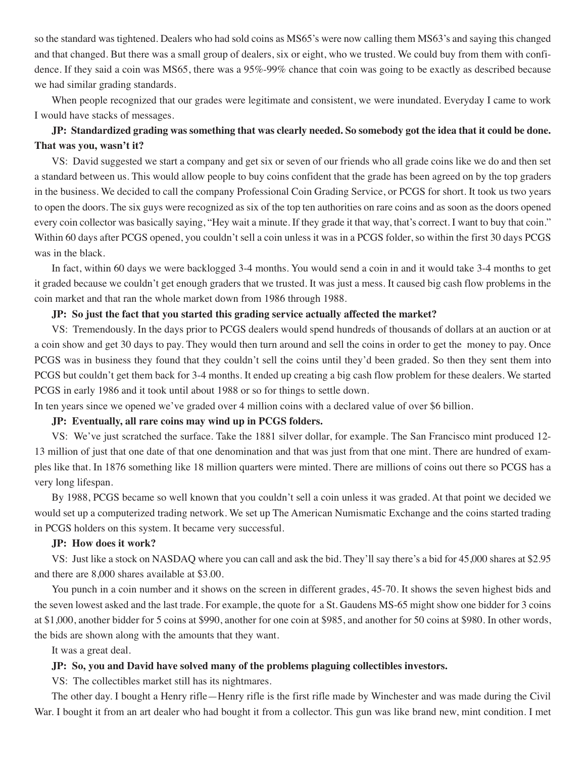so the standard was tightened. Dealers who had sold coins as MS65's were now calling them MS63's and saying this changed and that changed. But there was a small group of dealers, six or eight, who we trusted. We could buy from them with confidence. If they said a coin was MS65, there was a 95%-99% chance that coin was going to be exactly as described because we had similar grading standards.

When people recognized that our grades were legitimate and consistent, we were inundated. Everyday I came to work I would have stacks of messages.

**JP: Standardized grading was something that was clearly needed. So somebody got the idea that it could be done. That was you, wasn't it?**

VS: David suggested we start a company and get six or seven of our friends who all grade coins like we do and then set a standard between us. This would allow people to buy coins confident that the grade has been agreed on by the top graders in the business. We decided to call the company Professional Coin Grading Service, or PCGS for short. It took us two years to open the doors. The six guys were recognized as six of the top ten authorities on rare coins and as soon as the doors opened every coin collector was basically saying, "Hey wait a minute. If they grade it that way, that's correct. I want to buy that coin." Within 60 days after PCGS opened, you couldn't sell a coin unless it was in a PCGS folder, so within the first 30 days PCGS was in the black.

In fact, within 60 days we were backlogged 3-4 months. You would send a coin in and it would take 3-4 months to get it graded because we couldn't get enough graders that we trusted. It was just a mess. It caused big cash flow problems in the coin market and that ran the whole market down from 1986 through 1988.

**JP: So just the fact that you started this grading service actually affected the market?**

VS: Tremendously. In the days prior to PCGS dealers would spend hundreds of thousands of dollars at an auction or at a coin show and get 30 days to pay. They would then turn around and sell the coins in order to get the money to pay. Once PCGS was in business they found that they couldn't sell the coins until they'd been graded. So then they sent them into PCGS but couldn't get them back for 3-4 months. It ended up creating a big cash flow problem for these dealers. We started PCGS in early 1986 and it took until about 1988 or so for things to settle down.

In ten years since we opened we've graded over 4 million coins with a declared value of over $6 billion.

**JP: Eventually, all rare coins may wind up in PCGS folders.**

VS: We've just scratched the surface. Take the 1881 silver dollar, for example. The San Francisco mint produced 12-13 million of just that one date of that one denomination and that was just from that one mint. There are hundred of examples like that. In 1876 something like 18 million quarters were minted. There are millions of coins out there so PCGS has a very long lifespan.

By 1988, PCGS became so well known that you couldn't sell a coin unless it was graded. At that point we decided we would set up a computerized trading network. We set up The American Numismatic Exchange and the coins started trading in PCGS holders on this system. It became very successful.

**JP: How does it work?**

VS: Just like a stock on NASDAQ where you can call and ask the bid. They'll say there's a bid for 45,000 shares at $2.95 and there are 8,000 shares available at $3.00.

You punch in a coin number and it shows on the screen in different grades, 45-70. It shows the seven highest bids and the seven lowest asked and the last trade. For example, the quote for a St. Gaudens MS-65 might show one bidder for 3 coins at $1,000, another bidder for 5 coins at $990, another for one coin at $985, and another for 50 coins at $980. In other words, the bids are shown along with the amounts that they want.

It was a great deal.

**JP: So, you and David have solved many of the problems plaguing collectibles investors.**

VS: The collectibles market still has its nightmares.

The other day. I bought a Henry rifle—Henry rifle is the first rifle made by Winchester and was made during the Civil War. I bought it from an art dealer who had bought it from a collector. This gun was like brand new, mint condition. I met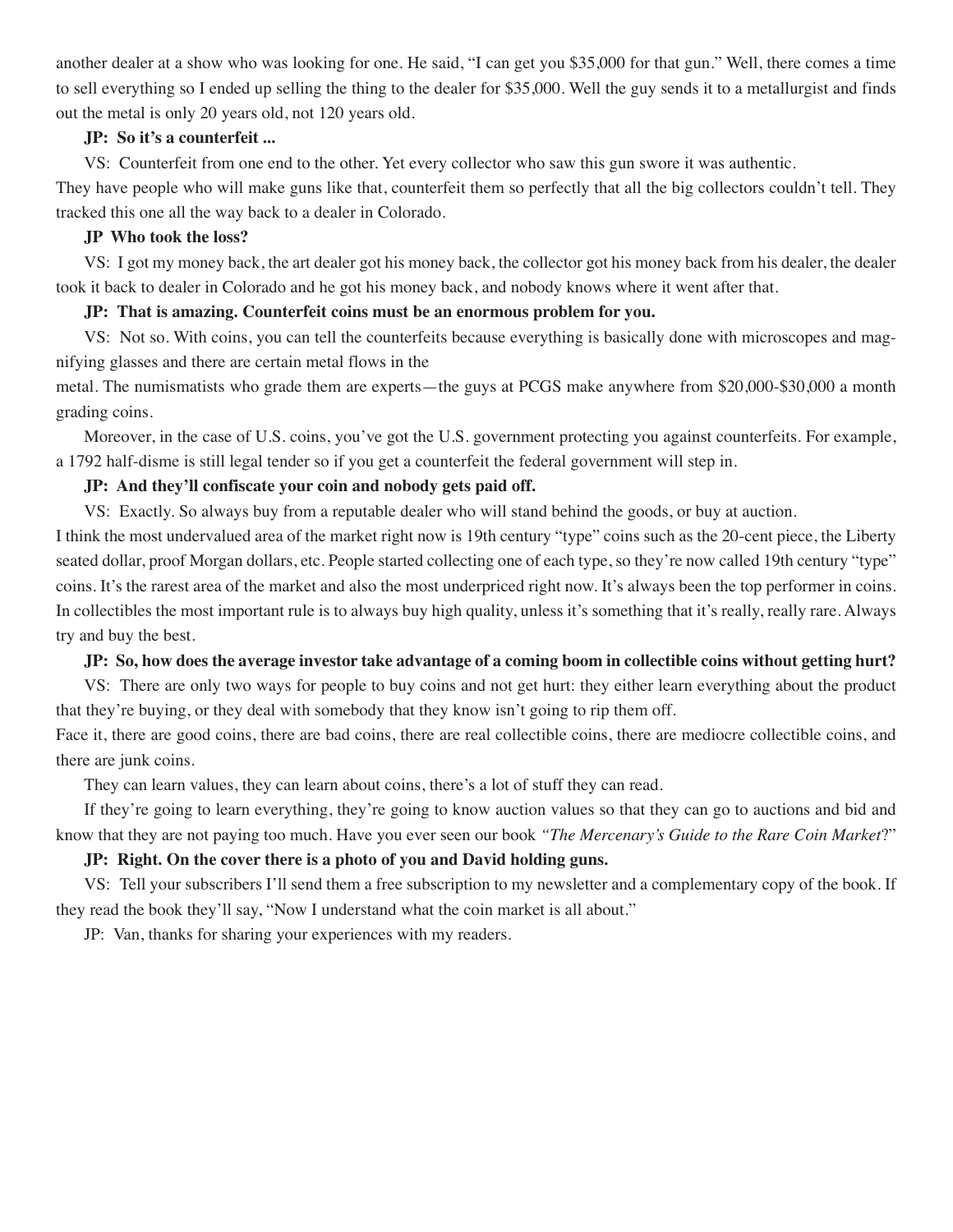another dealer at a show who was looking for one. He said, "I can get you $35,000 for that gun." Well, there comes a time to sell everything so I ended up selling the thing to the dealer for $35,000. Well the guy sends it to a metallurgist and finds out the metal is only 20 years old, not 120 years old.

**JP: So it's a counterfeit ...**

VS: Counterfeit from one end to the other. Yet every collector who saw this gun swore it was authentic.

They have people who will make guns like that, counterfeit them so perfectly that all the big collectors couldn't tell. They tracked this one all the way back to a dealer in Colorado.

**JP Who took the loss?**

VS: I got my money back, the art dealer got his money back, the collector got his money back from his dealer, the dealer took it back to dealer in Colorado and he got his money back, and nobody knows where it went after that.

**JP: That is amazing. Counterfeit coins must be an enormous problem for you.**

VS: Not so. With coins, you can tell the counterfeits because everything is basically done with microscopes and magnifying glasses and there are certain metal flows in the metal. The numismatists who grade them are experts—the guys at PCGS make anywhere from $20,000-$30,000 a month grading coins.

Moreover, in the case of U.S. coins, you've got the U.S. government protecting you against counterfeits. For example, a 1792 half-disme is still legal tender so if you get a counterfeit the federal government will step in.

**JP: And they'll confiscate your coin and nobody gets paid off.**

VS: Exactly. So always buy from a reputable dealer who will stand behind the goods, or buy at auction.

I think the most undervalued area of the market right now is 19th century "type" coins such as the 20-cent piece, the Liberty seated dollar, proof Morgan dollars, etc. People started collecting one of each type, so they're now called 19th century "type" coins. It's the rarest area of the market and also the most underpriced right now. It's always been the top performer in coins. In collectibles the most important rule is to always buy high quality, unless it's something that it's really, really rare. Always try and buy the best.

**JP: So, how does the average investor take advantage of a coming boom in collectible coins without getting hurt?**

VS: There are only two ways for people to buy coins and not get hurt: they either learn everything about the product that they're buying, or they deal with somebody that they know isn't going to rip them off.

Face it, there are good coins, there are bad coins, there are real collectible coins, there are mediocre collectible coins, and there are junk coins.

They can learn values, they can learn about coins, there's a lot of stuff they can read.

If they're going to learn everything, they're going to know auction values so that they can go to auctions and bid and know that they are not paying too much. Have you ever seen our book *"The Mercenary's Guide to the Rare Coin Market*?"

**JP: Right. On the cover there is a photo of you and David holding guns.**

VS: Tell your subscribers I'll send them a free subscription to my newsletter and a complementary copy of the book. If they read the book they'll say, "Now I understand what the coin market is all about."

JP: Van, thanks for sharing your experiences with my readers.